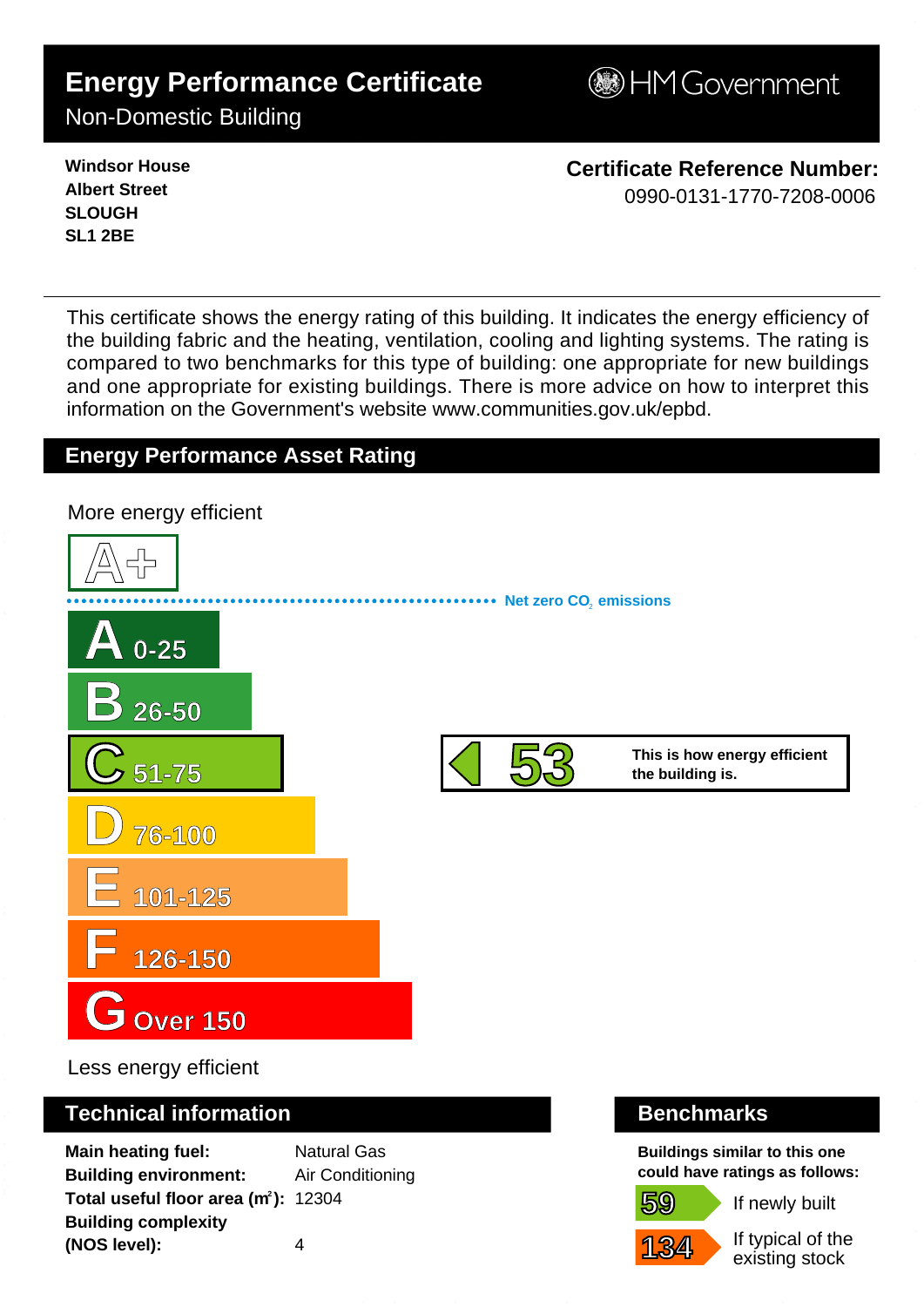# Energy Performance Certificate

## Non-Domestic Building

HM Government

**Windsor House**
**Albert Street**
**SLOUGH**
**SL1 2BE**

**Certificate Reference Number:**
0990-0131-1770-7208-0006

This certificate shows the energy rating of this building. It indicates the energy efficiency of the building fabric and the heating, ventilation, cooling and lighting systems. The rating is compared to two benchmarks for this type of building: one appropriate for new buildings and one appropriate for existing buildings. There is more advice on how to interpret this information on the Government's website www.communities.gov.uk/epbd.

## Energy Performance Asset Rating

More energy efficient

A+

Net zero $CO_2$ emissions

| Rating | Range |
|---|---|
| A | 0-25 |
| B | 26-50 |
| C | 51-75 |
| D | 76-100 |
| E | 101-125 |
| F | 126-150 |
| G | Over 150 |

**53** — **This is how energy efficient the building is.**

Less energy efficient

## Technical information

**Main heating fuel:** Natural Gas
**Building environment:** Air Conditioning
**Total useful floor area ($m^2$):** 12304
**Building complexity (NOS level):** 4

## Benchmarks

**Buildings similar to this one could have ratings as follows:**

**59** If newly built

**134** If typical of the existing stock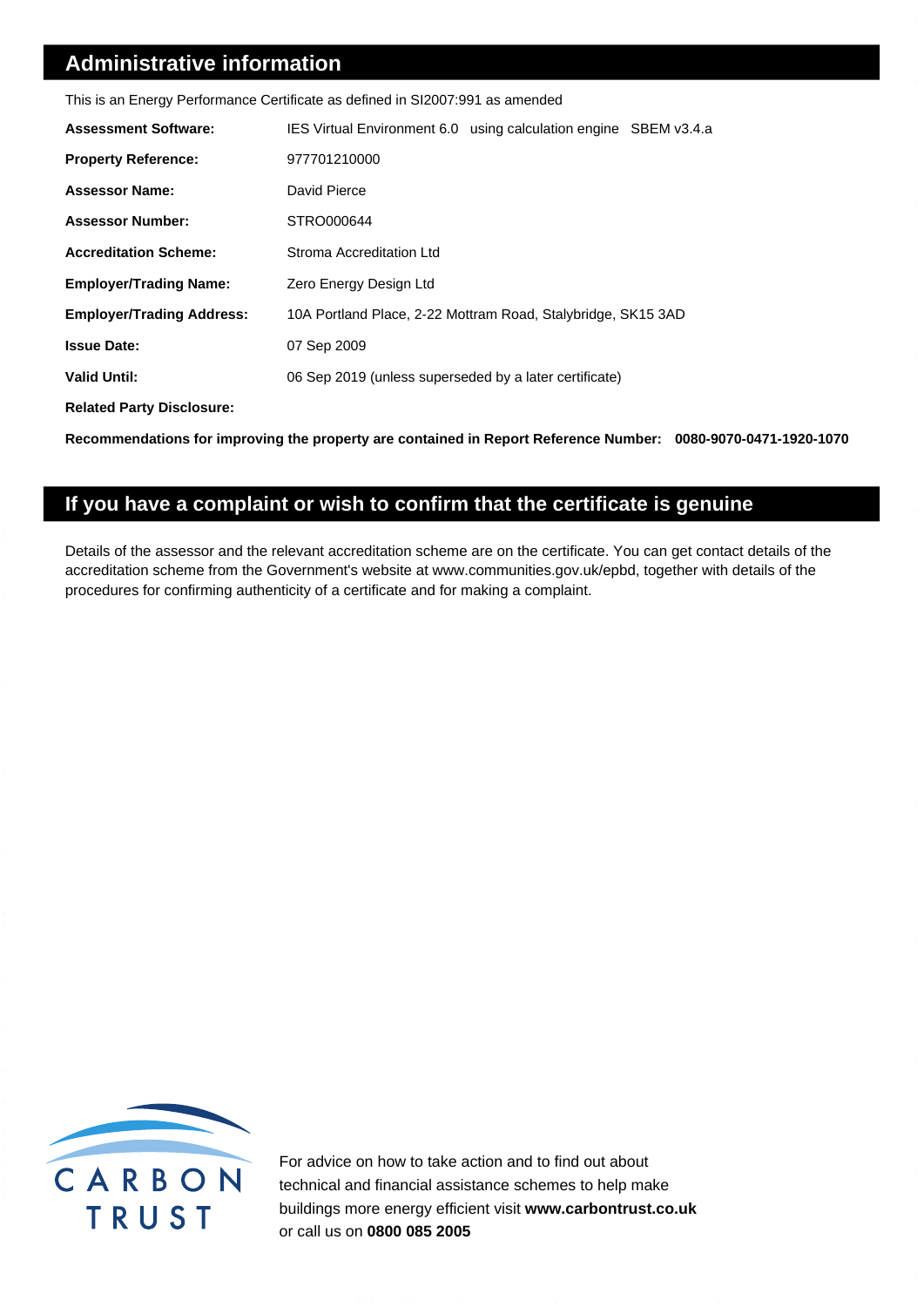## Administrative information

This is an Energy Performance Certificate as defined in SI2007:991 as amended

| | |
|---|---|
| **Assessment Software:** | IES Virtual Environment 6.0 using calculation engine SBEM v3.4.a |
| **Property Reference:** | 977701210000 |
| **Assessor Name:** | David Pierce |
| **Assessor Number:** | STRO000644 |
| **Accreditation Scheme:** | Stroma Accreditation Ltd |
| **Employer/Trading Name:** | Zero Energy Design Ltd |
| **Employer/Trading Address:** | 10A Portland Place, 2-22 Mottram Road, Stalybridge, SK15 3AD |
| **Issue Date:** | 07 Sep 2009 |
| **Valid Until:** | 06 Sep 2019 (unless superseded by a later certificate) |
| **Related Party Disclosure:** | |

**Recommendations for improving the property are contained in Report Reference Number: 0080-9070-0471-1920-1070**

## If you have a complaint or wish to confirm that the certificate is genuine

Details of the assessor and the relevant accreditation scheme are on the certificate. You can get contact details of the accreditation scheme from the Government's website at www.communities.gov.uk/epbd, together with details of the procedures for confirming authenticity of a certificate and for making a complaint.

CARBON TRUST

For advice on how to take action and to find out about technical and financial assistance schemes to help make buildings more energy efficient visit **www.carbontrust.co.uk** or call us on **0800 085 2005**